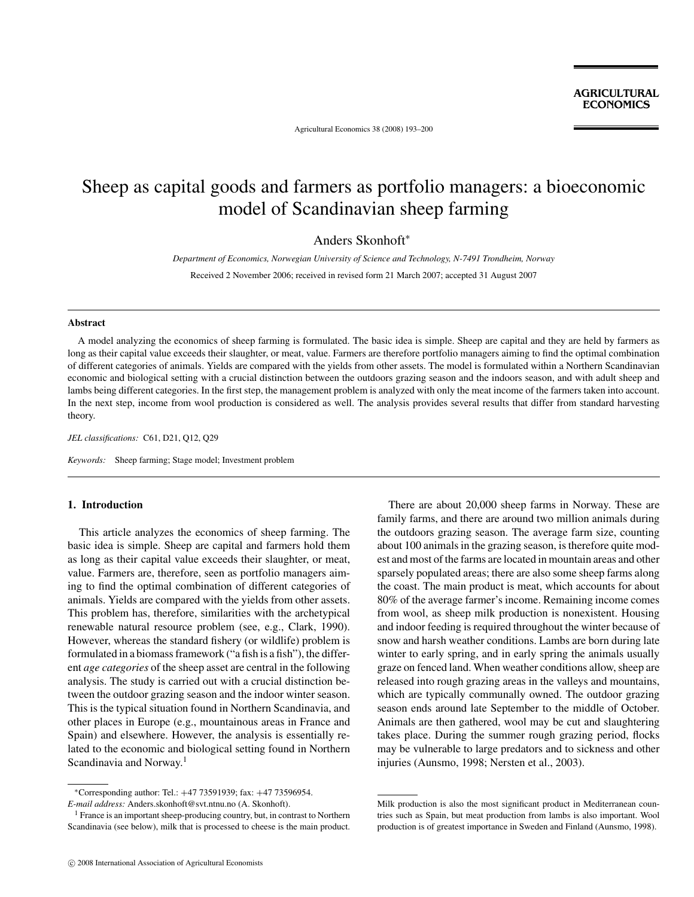# Sheep as capital goods and farmers as portfolio managers: a bioeconomic model of Scandinavian sheep farming

Anders Skonhoft*

*Department of Economics, Norwegian University of Science and Technology, N-7491 Trondheim, Norway*

Received 2 November 2006; received in revised form 21 March 2007; accepted 31 August 2007

## Abstract

A model analyzing the economics of sheep farming is formulated. The basic idea is simple. Sheep are capital and they are held by farmers as long as their capital value exceeds their slaughter, or meat, value. Farmers are therefore portfolio managers aiming to find the optimal combination of different categories of animals. Yields are compared with the yields from other assets. The model is formulated within a Northern Scandinavian economic and biological setting with a crucial distinction between the outdoors grazing season and the indoors season, and with adult sheep and lambs being different categories. In the first step, the management problem is analyzed with only the meat income of the farmers taken into account. In the next step, income from wool production is considered as well. The analysis provides several results that differ from standard harvesting theory.

*JEL classifications:* C61, D21, Q12, Q29

*Keywords:* Sheep farming; Stage model; Investment problem

## 1. Introduction

This article analyzes the economics of sheep farming. The basic idea is simple. Sheep are capital and farmers hold them as long as their capital value exceeds their slaughter, or meat, value. Farmers are, therefore, seen as portfolio managers aiming to find the optimal combination of different categories of animals. Yields are compared with the yields from other assets. This problem has, therefore, similarities with the archetypical renewable natural resource problem (see, e.g., Clark, 1990). However, whereas the standard fishery (or wildlife) problem is formulated in a biomass framework ("a fish is a fish"), the different *age categories* of the sheep asset are central in the following analysis. The study is carried out with a crucial distinction between the outdoor grazing season and the indoor winter season. This is the typical situation found in Northern Scandinavia, and other places in Europe (e.g., mountainous areas in France and Spain) and elsewhere. However, the analysis is essentially related to the economic and biological setting found in Northern Scandinavia and Norway.[1]

There are about 20,000 sheep farms in Norway. These are family farms, and there are around two million animals during the outdoors grazing season. The average farm size, counting about 100 animals in the grazing season, is therefore quite modest and most of the farms are located in mountain areas and other sparsely populated areas; there are also some sheep farms along the coast. The main product is meat, which accounts for about 80% of the average farmer's income. Remaining income comes from wool, as sheep milk production is nonexistent. Housing and indoor feeding is required throughout the winter because of snow and harsh weather conditions. Lambs are born during late winter to early spring, and in early spring the animals usually graze on fenced land. When weather conditions allow, sheep are released into rough grazing areas in the valleys and mountains, which are typically communally owned. The outdoor grazing season ends around late September to the middle of October. Animals are then gathered, wool may be cut and slaughtering takes place. During the summer rough grazing period, flocks may be vulnerable to large predators and to sickness and other injuries (Aunsmo, 1998; Nersten et al., 2003).

---

*Corresponding author: Tel.: +47 73591939; fax: +47 73596954.
*E-mail address:* Anders.skonhoft@svt.ntnu.no (A. Skonhoft).

[1] France is an important sheep-producing country, but, in contrast to Northern Scandinavia (see below), milk that is processed to cheese is the main product. Milk production is also the most significant product in Mediterranean countries such as Spain, but meat production from lambs is also important. Wool production is of greatest importance in Sweden and Finland (Aunsmo, 1998).

© 2008 International Association of Agricultural Economists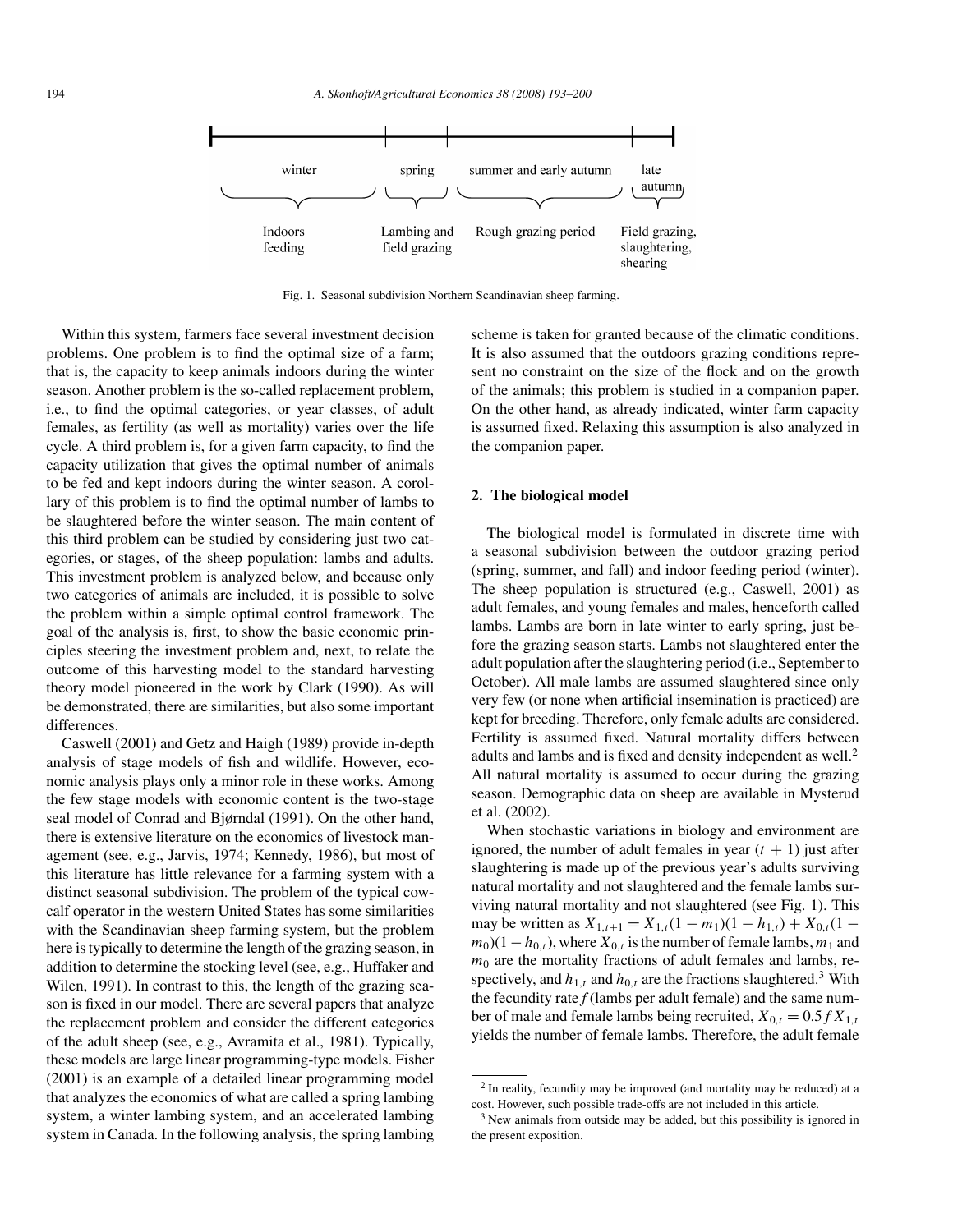| winter | spring | summer and early autumn | late autumn |
| --- | --- | --- | --- |
| Indoors feeding | Lambing and field grazing | Rough grazing period | Field grazing, slaughtering, shearing |

Fig. 1. Seasonal subdivision Northern Scandinavian sheep farming.

Within this system, farmers face several investment decision problems. One problem is to find the optimal size of a farm; that is, the capacity to keep animals indoors during the winter season. Another problem is the so-called replacement problem, i.e., to find the optimal categories, or year classes, of adult females, as fertility (as well as mortality) varies over the life cycle. A third problem is, for a given farm capacity, to find the capacity utilization that gives the optimal number of animals to be fed and kept indoors during the winter season. A corollary of this problem is to find the optimal number of lambs to be slaughtered before the winter season. The main content of this third problem can be studied by considering just two categories, or stages, of the sheep population: lambs and adults. This investment problem is analyzed below, and because only two categories of animals are included, it is possible to solve the problem within a simple optimal control framework. The goal of the analysis is, first, to show the basic economic principles steering the investment problem and, next, to relate the outcome of this harvesting model to the standard harvesting theory model pioneered in the work by Clark (1990). As will be demonstrated, there are similarities, but also some important differences.

Caswell (2001) and Getz and Haigh (1989) provide in-depth analysis of stage models of fish and wildlife. However, economic analysis plays only a minor role in these works. Among the few stage models with economic content is the two-stage seal model of Conrad and Bjørndal (1991). On the other hand, there is extensive literature on the economics of livestock management (see, e.g., Jarvis, 1974; Kennedy, 1986), but most of this literature has little relevance for a farming system with a distinct seasonal subdivision. The problem of the typical cow-calf operator in the western United States has some similarities with the Scandinavian sheep farming system, but the problem here is typically to determine the length of the grazing season, in addition to determine the stocking level (see, e.g., Huffaker and Wilen, 1991). In contrast to this, the length of the grazing season is fixed in our model. There are several papers that analyze the replacement problem and consider the different categories of the adult sheep (see, e.g., Avramita et al., 1981). Typically, these models are large linear programming-type models. Fisher (2001) is an example of a detailed linear programming model that analyzes the economics of what are called a spring lambing system, a winter lambing system, and an accelerated lambing system in Canada. In the following analysis, the spring lambing scheme is taken for granted because of the climatic conditions. It is also assumed that the outdoors grazing conditions represent no constraint on the size of the flock and on the growth of the animals; this problem is studied in a companion paper. On the other hand, as already indicated, winter farm capacity is assumed fixed. Relaxing this assumption is also analyzed in the companion paper.

## 2. The biological model

The biological model is formulated in discrete time with a seasonal subdivision between the outdoor grazing period (spring, summer, and fall) and indoor feeding period (winter). The sheep population is structured (e.g., Caswell, 2001) as adult females, and young females and males, henceforth called lambs. Lambs are born in late winter to early spring, just before the grazing season starts. Lambs not slaughtered enter the adult population after the slaughtering period (i.e., September to October). All male lambs are assumed slaughtered since only very few (or none when artificial insemination is practiced) are kept for breeding. Therefore, only female adults are considered. Fertility is assumed fixed. Natural mortality differs between adults and lambs and is fixed and density independent as well.[2] All natural mortality is assumed to occur during the grazing season. Demographic data on sheep are available in Mysterud et al. (2002).

When stochastic variations in biology and environment are ignored, the number of adult females in year $(t+1)$ just after slaughtering is made up of the previous year's adults surviving natural mortality and not slaughtered and the female lambs surviving natural mortality and not slaughtered (see Fig. 1). This may be written as $X_{1,t+1} = X_{1,t}(1-m_1)(1-h_{1,t}) + X_{0,t}(1-m_0)(1-h_{0,t})$, where $X_{0,t}$ is the number of female lambs, $m_1$ and $m_0$ are the mortality fractions of adult females and lambs, respectively, and $h_{1,t}$ and $h_{0,t}$ are the fractions slaughtered.[3] With the fecundity rate $f$ (lambs per adult female) and the same number of male and female lambs being recruited, $X_{0,t} = 0.5 f X_{1,t}$ yields the number of female lambs. Therefore, the adult female

[2] In reality, fecundity may be improved (and mortality may be reduced) at a cost. However, such possible trade-offs are not included in this article.

[3] New animals from outside may be added, but this possibility is ignored in the present exposition.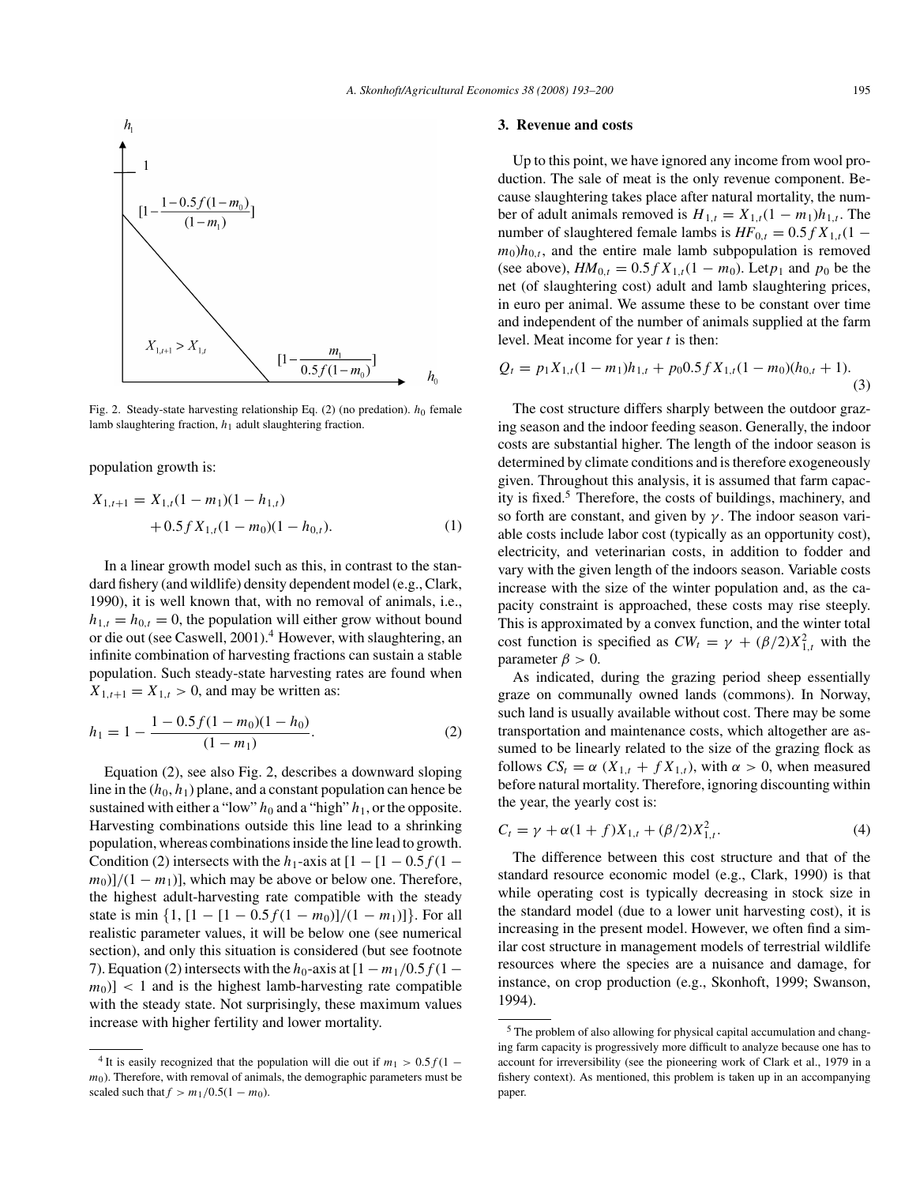Fig. 2. Steady-state harvesting relationship Eq. (2) (no predation). $h_0$ female lamb slaughtering fraction, $h_1$ adult slaughtering fraction.

population growth is:

$$X_{1,t+1} = X_{1,t}(1 - m_1)(1 - h_{1,t}) + 0.5 f X_{1,t}(1 - m_0)(1 - h_{0,t}). \tag{1}$$

In a linear growth model such as this, in contrast to the standard fishery (and wildlife) density dependent model (e.g., Clark, 1990), it is well known that, with no removal of animals, i.e., $h_{1,t} = h_{0,t} = 0$, the population will either grow without bound or die out (see Caswell, 2001).[4] However, with slaughtering, an infinite combination of harvesting fractions can sustain a stable population. Such steady-state harvesting rates are found when $X_{1,t+1} = X_{1,t} > 0$, and may be written as:

$$h_1 = 1 - \frac{1 - 0.5 f (1 - m_0)(1 - h_0)}{(1 - m_1)}. \tag{2}$$

Equation (2), see also Fig. 2, describes a downward sloping line in the $(h_0, h_1)$ plane, and a constant population can hence be sustained with either a "low" $h_0$ and a "high" $h_1$, or the opposite. Harvesting combinations outside this line lead to a shrinking population, whereas combinations inside the line lead to growth. Condition (2) intersects with the $h_1$-axis at $[1 - [1 - 0.5 f (1 - m_0)]/(1 - m_1)]$, which may be above or below one. Therefore, the highest adult-harvesting rate compatible with the steady state is min $\{1, [1 - [1 - 0.5 f (1 - m_0)]/(1 - m_1)]\}$. For all realistic parameter values, it will be below one (see numerical section), and only this situation is considered (but see footnote 7). Equation (2) intersects with the $h_0$-axis at $[1 - m_1/0.5 f (1 - m_0)] < 1$ and is the highest lamb-harvesting rate compatible with the steady state. Not surprisingly, these maximum values increase with higher fertility and lower mortality.

[4] It is easily recognized that the population will die out if $m_1 > 0.5 f (1 - m_0)$. Therefore, with removal of animals, the demographic parameters must be scaled such that $f > m_1/0.5(1 - m_0)$.

## 3. Revenue and costs

Up to this point, we have ignored any income from wool production. The sale of meat is the only revenue component. Because slaughtering takes place after natural mortality, the number of adult animals removed is $H_{1,t} = X_{1,t}(1 - m_1)h_{1,t}$. The number of slaughtered female lambs is $HF_{0,t} = 0.5 f X_{1,t}(1 - m_0)h_{0,t}$, and the entire male lamb subpopulation is removed (see above), $HM_{0,t} = 0.5 f X_{1,t}(1 - m_0)$. Let $p_1$ and $p_0$ be the net (of slaughtering cost) adult and lamb slaughtering prices, in euro per animal. We assume these to be constant over time and independent of the number of animals supplied at the farm level. Meat income for year $t$ is then:

$$Q_t = p_1 X_{1,t}(1 - m_1)h_{1,t} + p_0 0.5 f X_{1,t}(1 - m_0)(h_{0,t} + 1). \tag{3}$$

The cost structure differs sharply between the outdoor grazing season and the indoor feeding season. Generally, the indoor costs are substantial higher. The length of the indoor season is determined by climate conditions and is therefore exogeneously given. Throughout this analysis, it is assumed that farm capacity is fixed.[5] Therefore, the costs of buildings, machinery, and so forth are constant, and given by $\gamma$. The indoor season variable costs include labor cost (typically as an opportunity cost), electricity, and veterinarian costs, in addition to fodder and vary with the given length of the indoors season. Variable costs increase with the size of the winter population and, as the capacity constraint is approached, these costs may rise steeply. This is approximated by a convex function, and the winter total cost function is specified as $CW_t = \gamma + (\beta/2)X_{1,t}^2$ with the parameter $\beta > 0$.

As indicated, during the grazing period sheep essentially graze on communally owned lands (commons). In Norway, such land is usually available without cost. There may be some transportation and maintenance costs, which altogether are assumed to be linearly related to the size of the grazing flock as follows $CS_t = \alpha\ (X_{1,t} + f X_{1,t})$, with $\alpha > 0$, when measured before natural mortality. Therefore, ignoring discounting within the year, the yearly cost is:

$$C_t = \gamma + \alpha(1 + f)X_{1,t} + (\beta/2)X_{1,t}^2. \tag{4}$$

The difference between this cost structure and that of the standard resource economic model (e.g., Clark, 1990) is that while operating cost is typically decreasing in stock size in the standard model (due to a lower unit harvesting cost), it is increasing in the present model. However, we often find a similar cost structure in management models of terrestrial wildlife resources where the species are a nuisance and damage, for instance, on crop production (e.g., Skonhoft, 1999; Swanson, 1994).

[5] The problem of also allowing for physical capital accumulation and changing farm capacity is progressively more difficult to analyze because one has to account for irreversibility (see the pioneering work of Clark et al., 1979 in a fishery context). As mentioned, this problem is taken up in an accompanying paper.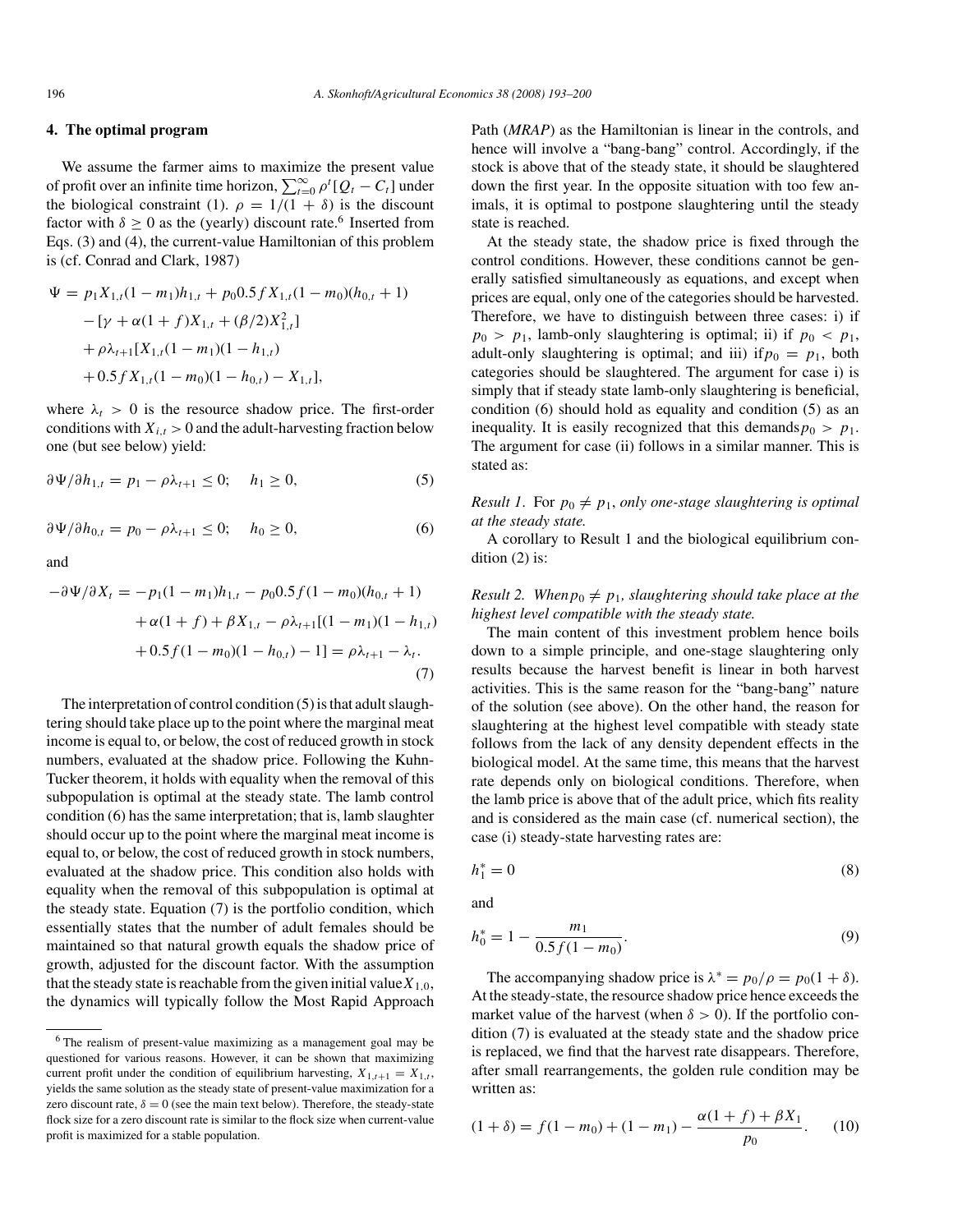## 4. The optimal program

We assume the farmer aims to maximize the present value of profit over an infinite time horizon, $\sum_{t=0}^{\infty} \rho^t [Q_t - C_t]$ under the biological constraint (1). $\rho = 1/(1+\delta)$ is the discount factor with $\delta \geq 0$ as the (yearly) discount rate.[6] Inserted from Eqs. (3) and (4), the current-value Hamiltonian of this problem is (cf. Conrad and Clark, 1987)

$$
\begin{aligned}
\Psi = {} & p_1 X_{1,t}(1-m_1)h_{1,t} + p_0 0.5 f X_{1,t}(1-m_0)(h_{0,t}+1) \\
& - [\gamma + \alpha(1+f)X_{1,t} + (\beta/2)X_{1,t}^2] \\
& + \rho\lambda_{t+1}[X_{1,t}(1-m_1)(1-h_{1,t}) \\
& + 0.5 f X_{1,t}(1-m_0)(1-h_{0,t}) - X_{1,t}],
\end{aligned}
$$

where $\lambda_t > 0$ is the resource shadow price. The first-order conditions with $X_{i,t} > 0$ and the adult-harvesting fraction below one (but see below) yield:

$$
\partial\Psi/\partial h_{1,t} = p_1 - \rho\lambda_{t+1} \leq 0; \quad h_1 \geq 0, \tag{5}
$$

$$
\partial\Psi/\partial h_{0,t} = p_0 - \rho\lambda_{t+1} \leq 0; \quad h_0 \geq 0, \tag{6}
$$

and

$$
\begin{aligned}
-\partial\Psi/\partial X_t = {} & -p_1(1-m_1)h_{1,t} - p_0 0.5 f(1-m_0)(h_{0,t}+1) \\
& + \alpha(1+f) + \beta X_{1,t} - \rho\lambda_{t+1}[(1-m_1)(1-h_{1,t}) \\
& + 0.5 f(1-m_0)(1-h_{0,t}) - 1] = \rho\lambda_{t+1} - \lambda_t.
\end{aligned} \tag{7}
$$

The interpretation of control condition (5) is that adult slaughtering should take place up to the point where the marginal meat income is equal to, or below, the cost of reduced growth in stock numbers, evaluated at the shadow price. Following the Kuhn-Tucker theorem, it holds with equality when the removal of this subpopulation is optimal at the steady state. The lamb control condition (6) has the same interpretation; that is, lamb slaughter should occur up to the point where the marginal meat income is equal to, or below, the cost of reduced growth in stock numbers, evaluated at the shadow price. This condition also holds with equality when the removal of this subpopulation is optimal at the steady state. Equation (7) is the portfolio condition, which essentially states that the number of adult females should be maintained so that natural growth equals the shadow price of growth, adjusted for the discount factor. With the assumption that the steady state is reachable from the given initial value $X_{1,0}$, the dynamics will typically follow the Most Rapid Approach Path (*MRAP*) as the Hamiltonian is linear in the controls, and hence will involve a "bang-bang" control. Accordingly, if the stock is above that of the steady state, it should be slaughtered down the first year. In the opposite situation with too few animals, it is optimal to postpone slaughtering until the steady state is reached.

At the steady state, the shadow price is fixed through the control conditions. However, these conditions cannot be generally satisfied simultaneously as equations, and except when prices are equal, only one of the categories should be harvested. Therefore, we have to distinguish between three cases: i) if $p_0 > p_1$, lamb-only slaughtering is optimal; ii) if $p_0 < p_1$, adult-only slaughtering is optimal; and iii) if $p_0 = p_1$, both categories should be slaughtered. The argument for case i) is simply that if steady state lamb-only slaughtering is beneficial, condition (6) should hold as equality and condition (5) as an inequality. It is easily recognized that this demands $p_0 > p_1$. The argument for case (ii) follows in a similar manner. This is stated as:

*Result 1.* For $p_0 \neq p_1$, *only one-stage slaughtering is optimal at the steady state.*

A corollary to Result 1 and the biological equilibrium condition (2) is:

*Result 2. When* $p_0 \neq p_1$, *slaughtering should take place at the highest level compatible with the steady state.*

The main content of this investment problem hence boils down to a simple principle, and one-stage slaughtering only results because the harvest benefit is linear in both harvest activities. This is the same reason for the "bang-bang" nature of the solution (see above). On the other hand, the reason for slaughtering at the highest level compatible with steady state follows from the lack of any density dependent effects in the biological model. At the same time, this means that the harvest rate depends only on biological conditions. Therefore, when the lamb price is above that of the adult price, which fits reality and is considered as the main case (cf. numerical section), the case (i) steady-state harvesting rates are:

$$
h_1^* = 0 \tag{8}
$$

and

$$
h_0^* = 1 - \frac{m_1}{0.5 f(1-m_0)}. \tag{9}
$$

The accompanying shadow price is $\lambda^* = p_0/\rho = p_0(1+\delta)$. At the steady-state, the resource shadow price hence exceeds the market value of the harvest (when $\delta > 0$). If the portfolio condition (7) is evaluated at the steady state and the shadow price is replaced, we find that the harvest rate disappears. Therefore, after small rearrangements, the golden rule condition may be written as:

$$
(1+\delta) = f(1-m_0) + (1-m_1) - \frac{\alpha(1+f) + \beta X_1}{p_0}. \tag{10}
$$

---

[6] The realism of present-value maximizing as a management goal may be questioned for various reasons. However, it can be shown that maximizing current profit under the condition of equilibrium harvesting, $X_{1,t+1} = X_{1,t}$, yields the same solution as the steady state of present-value maximization for a zero discount rate, $\delta = 0$ (see the main text below). Therefore, the steady-state flock size for a zero discount rate is similar to the flock size when current-value profit is maximized for a stable population.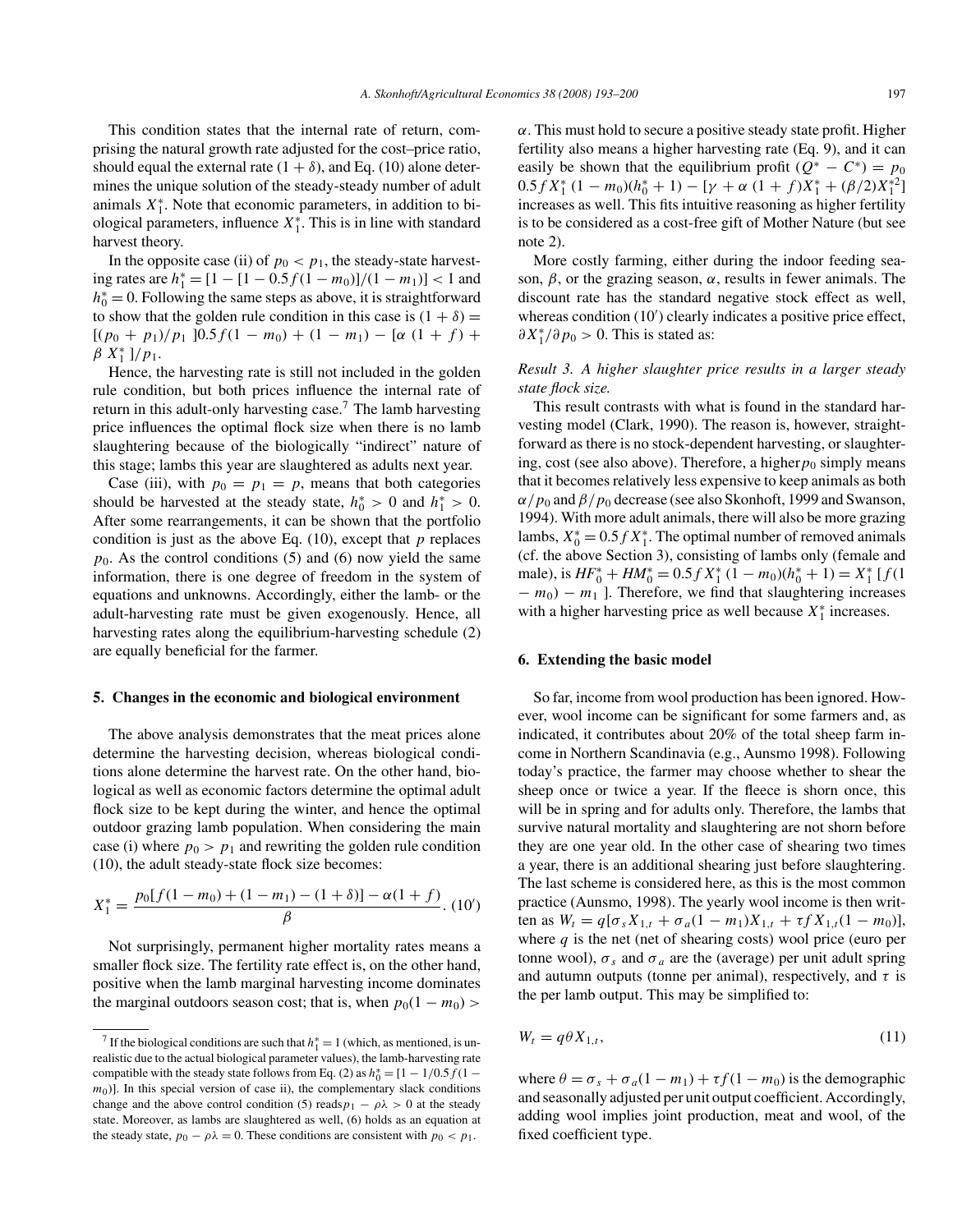This condition states that the internal rate of return, comprising the natural growth rate adjusted for the cost–price ratio, should equal the external rate $(1+\delta)$, and Eq. (10) alone determines the unique solution of the steady-steady number of adult animals $X_1^*$. Note that economic parameters, in addition to biological parameters, influence $X_1^*$. This is in line with standard harvest theory.

In the opposite case (ii) of $p_0 < p_1$, the steady-state harvesting rates are $h_1^* = [1 - [1 - 0.5f(1-m_0)]/(1-m_1)] < 1$ and $h_0^* = 0$. Following the same steps as above, it is straightforward to show that the golden rule condition in this case is $(1+\delta) = [(p_0 + p_1)/p_1\,]0.5f(1-m_0) + (1-m_1) - [\alpha\,(1+f) + \beta\,X_1^*\,]/p_1$.

Hence, the harvesting rate is still not included in the golden rule condition, but both prices influence the internal rate of return in this adult-only harvesting case.[7] The lamb harvesting price influences the optimal flock size when there is no lamb slaughtering because of the biologically "indirect" nature of this stage; lambs this year are slaughtered as adults next year.

Case (iii), with $p_0 = p_1 = p$, means that both categories should be harvested at the steady state, $h_0^* > 0$ and $h_1^* > 0$. After some rearrangements, it can be shown that the portfolio condition is just as the above Eq. (10), except that $p$ replaces $p_0$. As the control conditions (5) and (6) now yield the same information, there is one degree of freedom in the system of equations and unknowns. Accordingly, either the lamb- or the adult-harvesting rate must be given exogenously. Hence, all harvesting rates along the equilibrium-harvesting schedule (2) are equally beneficial for the farmer.

## 5. Changes in the economic and biological environment

The above analysis demonstrates that the meat prices alone determine the harvesting decision, whereas biological conditions alone determine the harvest rate. On the other hand, biological as well as economic factors determine the optimal adult flock size to be kept during the winter, and hence the optimal outdoor grazing lamb population. When considering the main case (i) where $p_0 > p_1$ and rewriting the golden rule condition (10), the adult steady-state flock size becomes:

$$X_1^* = \frac{p_0[f(1-m_0) + (1-m_1) - (1+\delta)] - \alpha(1+f)}{\beta}. \quad (10')$$

Not surprisingly, permanent higher mortality rates means a smaller flock size. The fertility rate effect is, on the other hand, positive when the lamb marginal harvesting income dominates the marginal outdoors season cost; that is, when $p_0(1-m_0) > \alpha$. This must hold to secure a positive steady state profit. Higher fertility also means a higher harvesting rate (Eq. 9), and it can easily be shown that the equilibrium profit $(Q^* - C^*) = p_0\, 0.5f X_1^*\,(1-m_0)(h_0^* + 1) - [\gamma + \alpha\,(1+f)X_1^* + (\beta/2)X_1^{*2}]$ increases as well. This fits intuitive reasoning as higher fertility is to be considered as a cost-free gift of Mother Nature (but see note 2).

More costly farming, either during the indoor feeding season, $\beta$, or the grazing season, $\alpha$, results in fewer animals. The discount rate has the standard negative stock effect as well, whereas condition (10′) clearly indicates a positive price effect, $\partial X_1^*/\partial p_0 > 0$. This is stated as:

*Result 3. A higher slaughter price results in a larger steady state flock size.*

This result contrasts with what is found in the standard harvesting model (Clark, 1990). The reason is, however, straightforward as there is no stock-dependent harvesting, or slaughtering, cost (see also above). Therefore, a higher $p_0$ simply means that it becomes relatively less expensive to keep animals as both $\alpha/p_0$ and $\beta/p_0$ decrease (see also Skonhoft, 1999 and Swanson, 1994). With more adult animals, there will also be more grazing lambs, $X_0^* = 0.5fX_1^*$. The optimal number of removed animals (cf. the above Section 3), consisting of lambs only (female and male), is $HF_0^* + HM_0^* = 0.5fX_1^*\,(1-m_0)(h_0^* + 1) = X_1^*\,[f(1 - m_0) - m_1\,]$. Therefore, we find that slaughtering increases with a higher harvesting price as well because $X_1^*$ increases.

## 6. Extending the basic model

So far, income from wool production has been ignored. However, wool income can be significant for some farmers and, as indicated, it contributes about 20% of the total sheep farm income in Northern Scandinavia (e.g., Aunsmo 1998). Following today's practice, the farmer may choose whether to shear the sheep once or twice a year. If the fleece is shorn once, this will be in spring and for adults only. Therefore, the lambs that survive natural mortality and slaughtering are not shorn before they are one year old. In the other case of shearing two times a year, there is an additional shearing just before slaughtering. The last scheme is considered here, as this is the most common practice (Aunsmo, 1998). The yearly wool income is then written as $W_t = q[\sigma_s X_{1,t} + \sigma_a(1-m_1)X_{1,t} + \tau f X_{1,t}(1-m_0)]$, where $q$ is the net (net of shearing costs) wool price (euro per tonne wool), $\sigma_s$ and $\sigma_a$ are the (average) per unit adult spring and autumn outputs (tonne per animal), respectively, and $\tau$ is the per lamb output. This may be simplified to:

$$W_t = q\theta X_{1,t}, \quad (11)$$

where $\theta = \sigma_s + \sigma_a(1-m_1) + \tau f(1-m_0)$ is the demographic and seasonally adjusted per unit output coefficient. Accordingly, adding wool implies joint production, meat and wool, of the fixed coefficient type.

---

[7] If the biological conditions are such that $h_1^* = 1$ (which, as mentioned, is unrealistic due to the actual biological parameter values), the lamb-harvesting rate compatible with the steady state follows from Eq. (2) as $h_0^* = [1 - 1/0.5f(1 - m_0)]$. In this special version of case ii), the complementary slack conditions change and the above control condition (5) reads $p_1 - \rho\lambda > 0$ at the steady state. Moreover, as lambs are slaughtered as well, (6) holds as an equation at the steady state, $p_0 - \rho\lambda = 0$. These conditions are consistent with $p_0 < p_1$.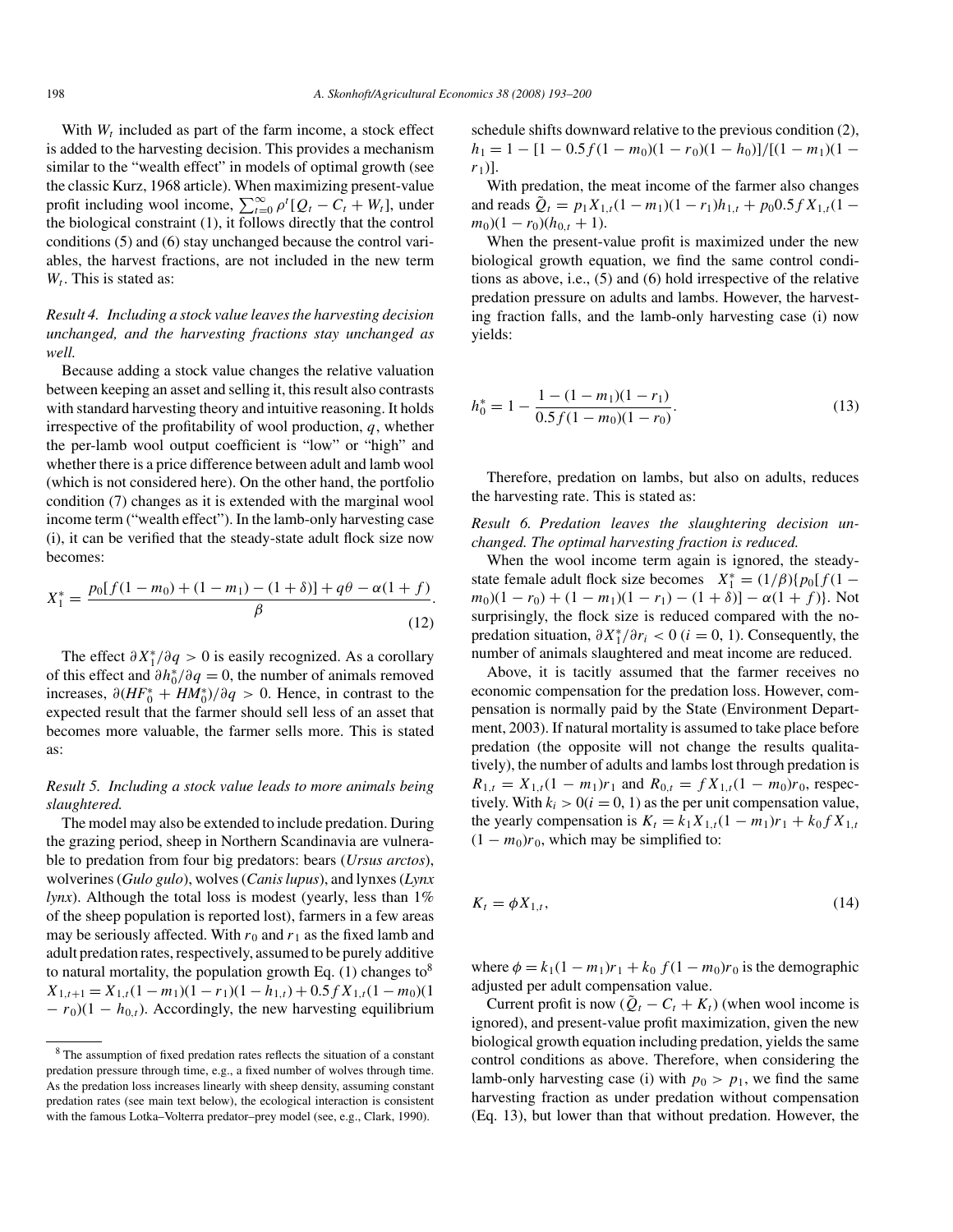With $W_t$ included as part of the farm income, a stock effect is added to the harvesting decision. This provides a mechanism similar to the "wealth effect" in models of optimal growth (see the classic Kurz, 1968 article). When maximizing present-value profit including wool income, $\sum_{t=0}^{\infty}\rho^t[Q_t - C_t + W_t]$, under the biological constraint (1), it follows directly that the control conditions (5) and (6) stay unchanged because the control variables, the harvest fractions, are not included in the new term $W_t$. This is stated as:

*Result 4. Including a stock value leaves the harvesting decision unchanged, and the harvesting fractions stay unchanged as well.*

Because adding a stock value changes the relative valuation between keeping an asset and selling it, this result also contrasts with standard harvesting theory and intuitive reasoning. It holds irrespective of the profitability of wool production, $q$, whether the per-lamb wool output coefficient is "low" or "high" and whether there is a price difference between adult and lamb wool (which is not considered here). On the other hand, the portfolio condition (7) changes as it is extended with the marginal wool income term ("wealth effect"). In the lamb-only harvesting case (i), it can be verified that the steady-state adult flock size now becomes:

$$X_1^* = \frac{p_0[f(1-m_0) + (1-m_1) - (1+\delta)] + q\theta - \alpha(1+f)}{\beta}. \tag{12}$$

The effect $\partial X_1^*/\partial q > 0$ is easily recognized. As a corollary of this effect and $\partial h_0^*/\partial q = 0$, the number of animals removed increases, $\partial(HF_0^* + HM_0^*)/\partial q > 0$. Hence, in contrast to the expected result that the farmer should sell less of an asset that becomes more valuable, the farmer sells more. This is stated as:

*Result 5. Including a stock value leads to more animals being slaughtered.*

The model may also be extended to include predation. During the grazing period, sheep in Northern Scandinavia are vulnerable to predation from four big predators: bears (*Ursus arctos*), wolverines (*Gulo gulo*), wolves (*Canis lupus*), and lynxes (*Lynx lynx*). Although the total loss is modest (yearly, less than 1% of the sheep population is reported lost), farmers in a few areas may be seriously affected. With $r_0$ and $r_1$ as the fixed lamb and adult predation rates, respectively, assumed to be purely additive to natural mortality, the population growth Eq. (1) changes to[8] $X_{1,t+1} = X_{1,t}(1-m_1)(1-r_1)(1-h_{1,t}) + 0.5fX_{1,t}(1-m_0)(1-r_0)(1-h_{0,t})$. Accordingly, the new harvesting equilibrium schedule shifts downward relative to the previous condition (2), $h_1 = 1 - [1 - 0.5f(1-m_0)(1-r_0)(1-h_0)]/[(1-m_1)(1-r_1)]$.

With predation, the meat income of the farmer also changes and reads $\tilde{Q}_t = p_1X_{1,t}(1-m_1)(1-r_1)h_{1,t} + p_0 0.5fX_{1,t}(1-m_0)(1-r_0)(h_{0,t}+1)$.

When the present-value profit is maximized under the new biological growth equation, we find the same control conditions as above, i.e., (5) and (6) hold irrespective of the relative predation pressure on adults and lambs. However, the harvesting fraction falls, and the lamb-only harvesting case (i) now yields:

$$h_0^* = 1 - \frac{1-(1-m_1)(1-r_1)}{0.5f(1-m_0)(1-r_0)}. \tag{13}$$

Therefore, predation on lambs, but also on adults, reduces the harvesting rate. This is stated as:

*Result 6. Predation leaves the slaughtering decision unchanged. The optimal harvesting fraction is reduced.*

When the wool income term again is ignored, the steady-state female adult flock size becomes $X_1^* = (1/\beta)\{p_0[f(1-m_0)(1-r_0) + (1-m_1)(1-r_1) - (1+\delta)] - \alpha(1+f)\}$. Not surprisingly, the flock size is reduced compared with the no-predation situation, $\partial X_1^*/\partial r_i < 0$ $(i = 0, 1)$. Consequently, the number of animals slaughtered and meat income are reduced.

Above, it is tacitly assumed that the farmer receives no economic compensation for the predation loss. However, compensation is normally paid by the State (Environment Department, 2003). If natural mortality is assumed to take place before predation (the opposite will not change the results qualitatively), the number of adults and lambs lost through predation is $R_{1,t} = X_{1,t}(1-m_1)r_1$ and $R_{0,t} = fX_{1,t}(1-m_0)r_0$, respectively. With $k_i > 0 (i = 0, 1)$ as the per unit compensation value, the yearly compensation is $K_t = k_1X_{1,t}(1-m_1)r_1 + k_0fX_{1,t}(1-m_0)r_0$, which may be simplified to:

$$K_t = \phi X_{1,t}, \tag{14}$$

where $\phi = k_1(1-m_1)r_1 + k_0f(1-m_0)r_0$ is the demographic adjusted per adult compensation value.

Current profit is now $(\tilde{Q}_t - C_t + K_t)$ (when wool income is ignored), and present-value profit maximization, given the new biological growth equation including predation, yields the same control conditions as above. Therefore, when considering the lamb-only harvesting case (i) with $p_0 > p_1$, we find the same harvesting fraction as under predation without compensation (Eq. 13), but lower than that without predation. However, the

[8] The assumption of fixed predation rates reflects the situation of a constant predation pressure through time, e.g., a fixed number of wolves through time. As the predation loss increases linearly with sheep density, assuming constant predation rates (see main text below), the ecological interaction is consistent with the famous Lotka–Volterra predator–prey model (see, e.g., Clark, 1990).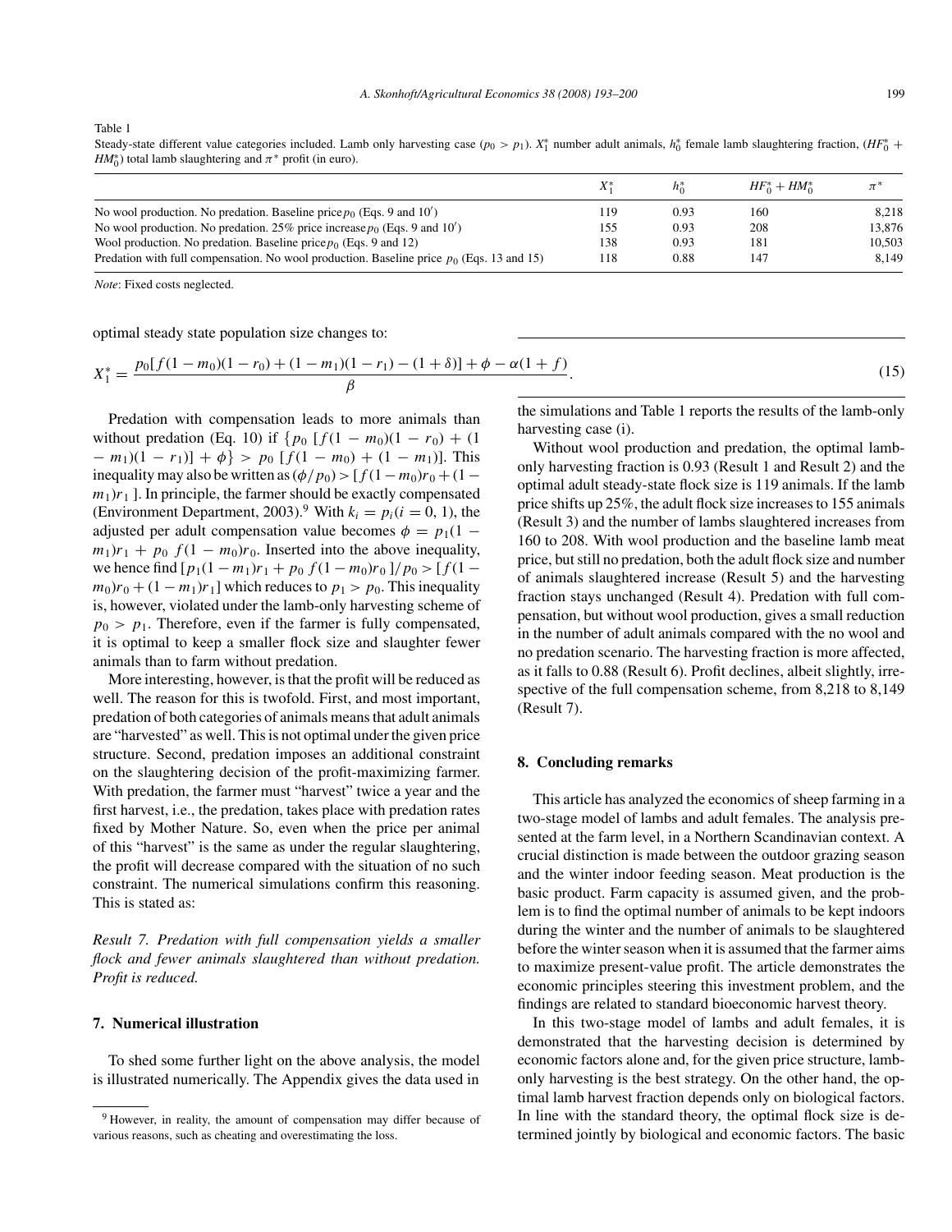Table 1

Steady-state different value categories included. Lamb only harvesting case ($p_0 > p_1$). $X_1^*$ number adult animals, $h_0^*$ female lamb slaughtering fraction, $(HF_0^* + HM_0^*)$ total lamb slaughtering and $\pi^*$ profit (in euro).

| | $X_1^*$ | $h_0^*$ | $HF_0^* + HM_0^*$ | $\pi^*$ |
|---|---|---|---|---|
| No wool production. No predation. Baseline price $p_0$ (Eqs. 9 and 10′) | 119 | 0.93 | 160 | 8,218 |
| No wool production. No predation. 25% price increase $p_0$ (Eqs. 9 and 10′) | 155 | 0.93 | 208 | 13,876 |
| Wool production. No predation. Baseline price $p_0$ (Eqs. 9 and 12) | 138 | 0.93 | 181 | 10,503 |
| Predation with full compensation. No wool production. Baseline price $p_0$ (Eqs. 13 and 15) | 118 | 0.88 | 147 | 8,149 |

*Note*: Fixed costs neglected.

optimal steady state population size changes to:

$$X_1^* = \frac{p_0[f(1-m_0)(1-r_0) + (1-m_1)(1-r_1) - (1+\delta)] + \phi - \alpha(1+f)}{\beta}. \tag{15}$$

Predation with compensation leads to more animals than without predation (Eq. 10) if $\{p_0\ [f(1-m_0)(1-r_0) + (1-m_1)(1-r_1)] + \phi\} > p_0\ [f(1-m_0) + (1-m_1)]$. This inequality may also be written as $(\phi/p_0) > [f(1-m_0)r_0 + (1-m_1)r_1\ ]$. In principle, the farmer should be exactly compensated (Environment Department, 2003).[9] With $k_i = p_i (i = 0, 1)$, the adjusted per adult compensation value becomes $\phi = p_1(1-m_1)r_1 + p_0\ f(1-m_0)r_0$. Inserted into the above inequality, we hence find $[p_1(1-m_1)r_1 + p_0\ f(1-m_0)r_0\ ]/p_0 > [f(1-m_0)r_0 + (1-m_1)r_1]$ which reduces to $p_1 > p_0$. This inequality is, however, violated under the lamb-only harvesting scheme of $p_0 > p_1$. Therefore, even if the farmer is fully compensated, it is optimal to keep a smaller flock size and slaughter fewer animals than to farm without predation.

More interesting, however, is that the profit will be reduced as well. The reason for this is twofold. First, and most important, predation of both categories of animals means that adult animals are "harvested" as well. This is not optimal under the given price structure. Second, predation imposes an additional constraint on the slaughtering decision of the profit-maximizing farmer. With predation, the farmer must "harvest" twice a year and the first harvest, i.e., the predation, takes place with predation rates fixed by Mother Nature. So, even when the price per animal of this "harvest" is the same as under the regular slaughtering, the profit will decrease compared with the situation of no such constraint. The numerical simulations confirm this reasoning. This is stated as:

*Result 7. Predation with full compensation yields a smaller flock and fewer animals slaughtered than without predation. Profit is reduced.*

## 7. Numerical illustration

To shed some further light on the above analysis, the model is illustrated numerically. The Appendix gives the data used in the simulations and Table 1 reports the results of the lamb-only harvesting case (i).

Without wool production and predation, the optimal lamb-only harvesting fraction is 0.93 (Result 1 and Result 2) and the optimal adult steady-state flock size is 119 animals. If the lamb price shifts up 25%, the adult flock size increases to 155 animals (Result 3) and the number of lambs slaughtered increases from 160 to 208. With wool production and the baseline lamb meat price, but still no predation, both the adult flock size and number of animals slaughtered increase (Result 5) and the harvesting fraction stays unchanged (Result 4). Predation with full compensation, but without wool production, gives a small reduction in the number of adult animals compared with the no wool and no predation scenario. The harvesting fraction is more affected, as it falls to 0.88 (Result 6). Profit declines, albeit slightly, irrespective of the full compensation scheme, from 8,218 to 8,149 (Result 7).

## 8. Concluding remarks

This article has analyzed the economics of sheep farming in a two-stage model of lambs and adult females. The analysis presented at the farm level, in a Northern Scandinavian context. A crucial distinction is made between the outdoor grazing season and the winter indoor feeding season. Meat production is the basic product. Farm capacity is assumed given, and the problem is to find the optimal number of animals to be kept indoors during the winter and the number of animals to be slaughtered before the winter season when it is assumed that the farmer aims to maximize present-value profit. The article demonstrates the economic principles steering this investment problem, and the findings are related to standard bioeconomic harvest theory.

In this two-stage model of lambs and adult females, it is demonstrated that the harvesting decision is determined by economic factors alone and, for the given price structure, lamb-only harvesting is the best strategy. On the other hand, the optimal lamb harvest fraction depends only on biological factors. In line with the standard theory, the optimal flock size is determined jointly by biological and economic factors. The basic

[9] However, in reality, the amount of compensation may differ because of various reasons, such as cheating and overestimating the loss.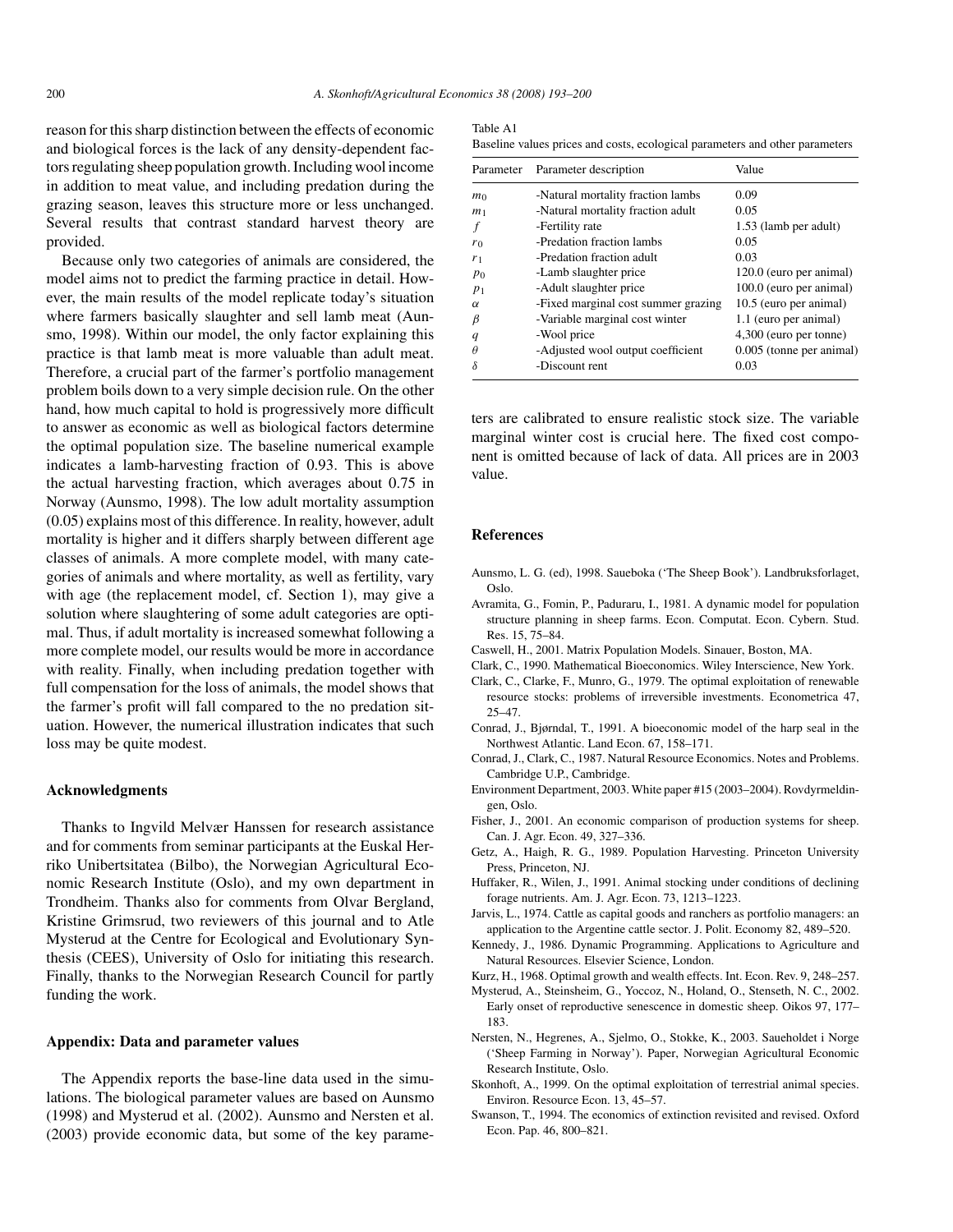reason for this sharp distinction between the effects of economic and biological forces is the lack of any density-dependent factors regulating sheep population growth. Including wool income in addition to meat value, and including predation during the grazing season, leaves this structure more or less unchanged. Several results that contrast standard harvest theory are provided.

Because only two categories of animals are considered, the model aims not to predict the farming practice in detail. However, the main results of the model replicate today's situation where farmers basically slaughter and sell lamb meat (Aunsmo, 1998). Within our model, the only factor explaining this practice is that lamb meat is more valuable than adult meat. Therefore, a crucial part of the farmer's portfolio management problem boils down to a very simple decision rule. On the other hand, how much capital to hold is progressively more difficult to answer as economic as well as biological factors determine the optimal population size. The baseline numerical example indicates a lamb-harvesting fraction of 0.93. This is above the actual harvesting fraction, which averages about 0.75 in Norway (Aunsmo, 1998). The low adult mortality assumption (0.05) explains most of this difference. In reality, however, adult mortality is higher and it differs sharply between different age classes of animals. A more complete model, with many categories of animals and where mortality, as well as fertility, vary with age (the replacement model, cf. Section 1), may give a solution where slaughtering of some adult categories are optimal. Thus, if adult mortality is increased somewhat following a more complete model, our results would be more in accordance with reality. Finally, when including predation together with full compensation for the loss of animals, the model shows that the farmer's profit will fall compared to the no predation situation. However, the numerical illustration indicates that such loss may be quite modest.

## Acknowledgments

Thanks to Ingvild Melvær Hanssen for research assistance and for comments from seminar participants at the Euskal Herriko Unibertsitatea (Bilbo), the Norwegian Agricultural Economic Research Institute (Oslo), and my own department in Trondheim. Thanks also for comments from Olvar Bergland, Kristine Grimsrud, two reviewers of this journal and to Atle Mysterud at the Centre for Ecological and Evolutionary Synthesis (CEES), University of Oslo for initiating this research. Finally, thanks to the Norwegian Research Council for partly funding the work.

## Appendix: Data and parameter values

The Appendix reports the base-line data used in the simulations. The biological parameter values are based on Aunsmo (1998) and Mysterud et al. (2002). Aunsmo and Nersten et al. (2003) provide economic data, but some of the key parameters are calibrated to ensure realistic stock size. The variable marginal winter cost is crucial here. The fixed cost component is omitted because of lack of data. All prices are in 2003 value.

Table A1

Baseline values prices and costs, ecological parameters and other parameters

| Parameter | Parameter description | Value |
|---|---|---|
| $m_0$ | -Natural mortality fraction lambs | 0.09 |
| $m_1$ | -Natural mortality fraction adult | 0.05 |
| $f$ | -Fertility rate | 1.53 (lamb per adult) |
| $r_0$ | -Predation fraction lambs | 0.05 |
| $r_1$ | -Predation fraction adult | 0.03 |
| $p_0$ | -Lamb slaughter price | 120.0 (euro per animal) |
| $p_1$ | -Adult slaughter price | 100.0 (euro per animal) |
| $\alpha$ | -Fixed marginal cost summer grazing | 10.5 (euro per animal) |
| $\beta$ | -Variable marginal cost winter | 1.1 (euro per animal) |
| $q$ | -Wool price | 4,300 (euro per tonne) |
| $\theta$ | -Adjusted wool output coefficient | 0.005 (tonne per animal) |
| $\delta$ | -Discount rent | 0.03 |

## References

Aunsmo, L. G. (ed), 1998. Saueboka ('The Sheep Book'). Landbruksforlaget, Oslo.

Avramita, G., Fomin, P., Paduraru, I., 1981. A dynamic model for population structure planning in sheep farms. Econ. Computat. Econ. Cybern. Stud. Res. 15, 75–84.

Caswell, H., 2001. Matrix Population Models. Sinauer, Boston, MA.

Clark, C., 1990. Mathematical Bioeconomics. Wiley Interscience, New York.

Clark, C., Clarke, F., Munro, G., 1979. The optimal exploitation of renewable resource stocks: problems of irreversible investments. Econometrica 47, 25–47.

Conrad, J., Bjørndal, T., 1991. A bioeconomic model of the harp seal in the Northwest Atlantic. Land Econ. 67, 158–171.

Conrad, J., Clark, C., 1987. Natural Resource Economics. Notes and Problems. Cambridge U.P., Cambridge.

Environment Department, 2003. White paper #15 (2003–2004). Rovdyrmeldingen, Oslo.

Fisher, J., 2001. An economic comparison of production systems for sheep. Can. J. Agr. Econ. 49, 327–336.

Getz, A., Haigh, R. G., 1989. Population Harvesting. Princeton University Press, Princeton, NJ.

Huffaker, R., Wilen, J., 1991. Animal stocking under conditions of declining forage nutrients. Am. J. Agr. Econ. 73, 1213–1223.

Jarvis, L., 1974. Cattle as capital goods and ranchers as portfolio managers: an application to the Argentine cattle sector. J. Polit. Economy 82, 489–520.

Kennedy, J., 1986. Dynamic Programming. Applications to Agriculture and Natural Resources. Elsevier Science, London.

Kurz, H., 1968. Optimal growth and wealth effects. Int. Econ. Rev. 9, 248–257.

Mysterud, A., Steinsheim, G., Yoccoz, N., Holand, O., Stenseth, N. C., 2002. Early onset of reproductive senescence in domestic sheep. Oikos 97, 177–183.

Nersten, N., Hegrenes, A., Sjelmo, O., Stokke, K., 2003. Saueholdet i Norge ('Sheep Farming in Norway'). Paper, Norwegian Agricultural Economic Research Institute, Oslo.

Skonhoft, A., 1999. On the optimal exploitation of terrestrial animal species. Environ. Resource Econ. 13, 45–57.

Swanson, T., 1994. The economics of extinction revisited and revised. Oxford Econ. Pap. 46, 800–821.